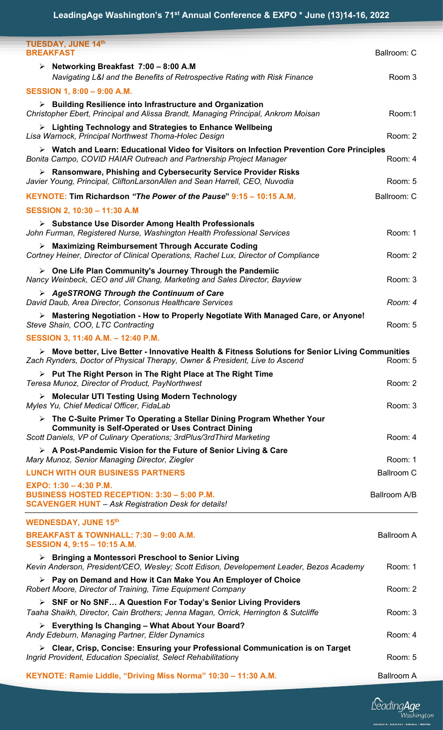# LeadingAge Washington's 71st Annual Conference & EXPO * June (13)14-16, 2022

## TUESDAY, JUNE 14th

### BREAKFAST — Ballroom: C

- **Networking Breakfast 7:00 – 8:00 A.M**
  *Navigating L&I and the Benefits of Retrospective Rating with Risk Finance* — Room 3

### SESSION 1, 8:00 – 9:00 A.M.

- **Building Resilience into Infrastructure and Organization**
  *Christopher Ebert, Principal and Alissa Brandt, Managing Principal, Ankrom Moisan* — Room:1
- **Lighting Technology and Strategies to Enhance Wellbeing**
  *Lisa Warnock, Principal Northwest Thoma-Holec Design* — Room: 2
- **Watch and Learn: Educational Video for Visitors on Infection Prevention Core Principles**
  *Bonita Campo, COVID HAIAR Outreach and Partnership Project Manager* — Room: 4
- **Ransomware, Phishing and Cybersecurity Service Provider Risks**
  *Javier Young, Principal, CliftonLarsonAllen and Sean Harrell, CEO, Nuvodia* — Room: 5

### KEYNOTE: Tim Richardson *"The Power of the Pause"* 9:15 – 10:15 A.M. — Ballroom: C

### SESSION 2, 10:30 – 11:30 A.M

- **Substance Use Disorder Among Health Professionals**
  *John Furman, Registered Nurse, Washington Health Professional Services* — Room: 1
- **Maximizing Reimbursement Through Accurate Coding**
  *Cortney Heiner, Director of Clinical Operations, Rachel Lux, Director of Compliance* — Room: 2
- **One Life Plan Community's Journey Through the Pandemiic**
  *Nancy Weinbeck, CEO and Jill Chang, Marketing and Sales Director, Bayview* — Room: 3
- ***AgeSTRONG Through the Continuum of Care***
  *David Daub, Area Director, Consonus Healthcare Services* — *Room: 4*
- **Mastering Negotiation - How to Properly Negotiate With Managed Care, or Anyone!**
  *Steve Shain, COO, LTC Contracting* — Room: 5

### SESSION 3, 11:40 A.M. – 12:40 P.M.

- **Move better, Live Better - Innovative Health & Fitness Solutions for Senior Living Communities**
  *Zach Rynders, Doctor of Physical Therapy, Owner & President, Live to Ascend* — Room: 5
- **Put The Right Person in The Right Place at The Right Time**
  *Teresa Munoz, Director of Product, PayNorthwest* — Room: 2
- **Molecular UTI Testing Using Modern Technology**
  *Myles Yu, Chief Medical Officer, FidaLab* — Room: 3
- **The C-Suite Primer To Operating a Stellar Dining Program Whether Your Community is Self-Operated or Uses Contract Dining**
  *Scott Daniels, VP of Culinary Operations; 3rdPlus/3rdThird Marketing* — Room: 4
- **A Post-Pandemic Vision for the Future of Senior Living & Care**
  *Mary Munoz, Senior Managing Director, Ziegler* — Room: 1

### LUNCH WITH OUR BUSINESS PARTNERS — Ballroom C

### EXPO: 1:30 – 4:30 P.M.
### BUSINESS HOSTED RECEPTION: 3:30 – 5:00 P.M. — Ballroom A/B
### SCAVENGER HUNT – *Ask Registration Desk for details!*

## WEDNESDAY, JUNE 15th

### BREAKFAST & TOWNHALL: 7:30 – 9:00 A.M. — Ballroom A

### SESSION 4, 9:15 – 10:15 A.M.

- **Bringing a Montessori Preschool to Senior Living**
  *Kevin Anderson, President/CEO, Wesley; Scott Edison, Developement Leader, Bezos Academy* — Room: 1
- **Pay on Demand and How it Can Make You An Employer of Choice**
  *Robert Moore, Director of Training, Time Equipment Company* — Room: 2
- **SNF or No SNF… A Question For Today's Senior Living Providers**
  *Taaha Shaikh, Director, Cain Brothers; Jenna Magan, Orrick, Herrington & Sutcliffe* — Room: 3
- **Everything Is Changing – What About Your Board?**
  *Andy Edeburn, Managing Partner, Elder Dynamics* — Room: 4
- **Clear, Crisp, Concise: Ensuring your Professional Communication is on Target**
  *Ingrid Provident, Education Specialist, Select Rehabilitationy* — Room: 5

### KEYNOTE: Ramie Liddle, "Driving Miss Norma" 10:30 – 11:30 A.M. — Ballroom A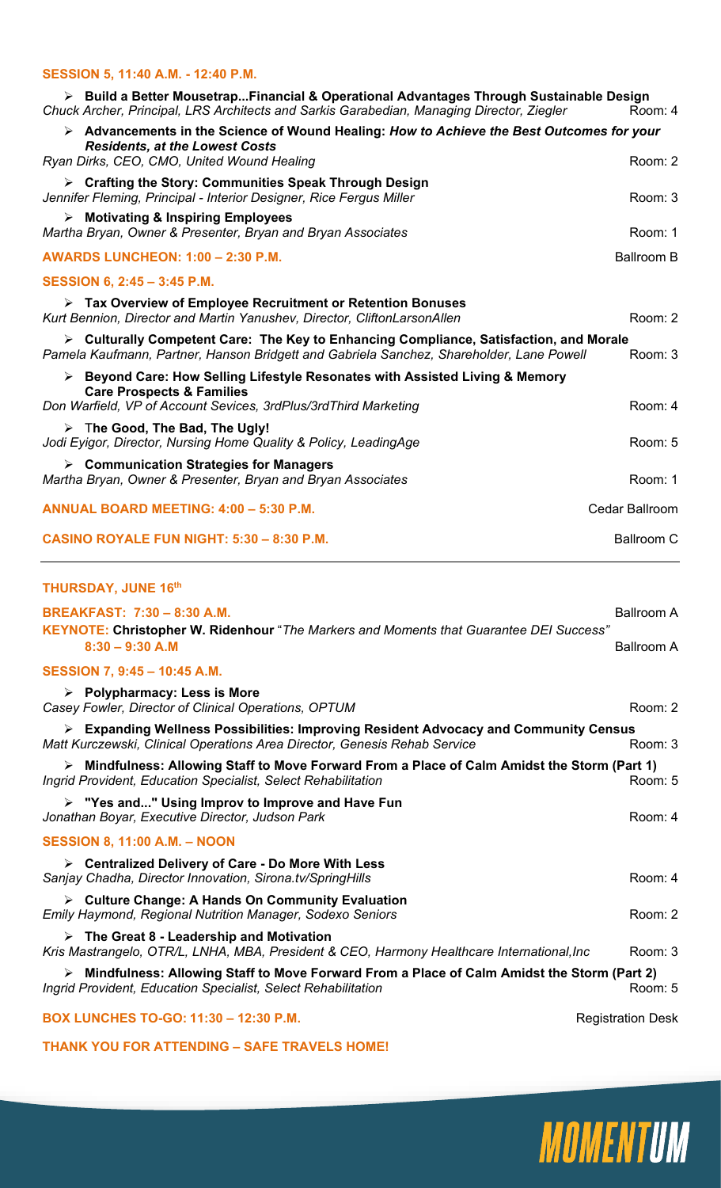## SESSION 5, 11:40 A.M. - 12:40 P.M.

- **Build a Better Mousetrap...Financial & Operational Advantages Through Sustainable Design**
  *Chuck Archer, Principal, LRS Architects and Sarkis Garabedian, Managing Director, Ziegler* — Room: 4
- **Advancements in the Science of Wound Healing: *How to Achieve the Best Outcomes for your Residents, at the Lowest Costs***
  *Ryan Dirks, CEO, CMO, United Wound Healing* — Room: 2
- **Crafting the Story: Communities Speak Through Design**
  *Jennifer Fleming, Principal - Interior Designer, Rice Fergus Miller* — Room: 3
- **Motivating & Inspiring Employees**
  *Martha Bryan, Owner & Presenter, Bryan and Bryan Associates* — Room: 1

## AWARDS LUNCHEON: 1:00 – 2:30 P.M.

Ballroom B

## SESSION 6, 2:45 – 3:45 P.M.

- **Tax Overview of Employee Recruitment or Retention Bonuses**
  *Kurt Bennion, Director and Martin Yanushev, Director, CliftonLarsonAllen* — Room: 2
- **Culturally Competent Care: The Key to Enhancing Compliance, Satisfaction, and Morale**
  *Pamela Kaufmann, Partner, Hanson Bridgett and Gabriela Sanchez, Shareholder, Lane Powell* — Room: 3
- **Beyond Care: How Selling Lifestyle Resonates with Assisted Living & Memory Care Prospects & Families**
  *Don Warfield, VP of Account Sevices, 3rdPlus/3rdThird Marketing* — Room: 4
- **The Good, The Bad, The Ugly!**
  *Jodi Eyigor, Director, Nursing Home Quality & Policy, LeadingAge* — Room: 5
- **Communication Strategies for Managers**
  *Martha Bryan, Owner & Presenter, Bryan and Bryan Associates* — Room: 1

## ANNUAL BOARD MEETING: 4:00 – 5:30 P.M.

Cedar Ballroom

## CASINO ROYALE FUN NIGHT: 5:30 – 8:30 P.M.

Ballroom C

---

# THURSDAY, JUNE 16th

## BREAKFAST: 7:30 – 8:30 A.M.

Ballroom A

**KEYNOTE: Christopher W. Ridenhour** "*The Markers and Moments that Guarantee DEI Success*"
**8:30 – 9:30 A.M** — Ballroom A

## SESSION 7, 9:45 – 10:45 A.M.

- **Polypharmacy: Less is More**
  *Casey Fowler, Director of Clinical Operations, OPTUM* — Room: 2
- **Expanding Wellness Possibilities: Improving Resident Advocacy and Community Census**
  *Matt Kurczewski, Clinical Operations Area Director, Genesis Rehab Service* — Room: 3
- **Mindfulness: Allowing Staff to Move Forward From a Place of Calm Amidst the Storm (Part 1)**
  *Ingrid Provident, Education Specialist, Select Rehabilitation* — Room: 5
- **"Yes and..." Using Improv to Improve and Have Fun**
  *Jonathan Boyar, Executive Director, Judson Park* — Room: 4

## SESSION 8, 11:00 A.M. – NOON

- **Centralized Delivery of Care - Do More With Less**
  *Sanjay Chadha, Director Innovation, Sirona.tv/SpringHills* — Room: 4
- **Culture Change: A Hands On Community Evaluation**
  *Emily Haymond, Regional Nutrition Manager, Sodexo Seniors* — Room: 2
- **The Great 8 - Leadership and Motivation**
  *Kris Mastrangelo, OTR/L, LNHA, MBA, President & CEO, Harmony Healthcare International,Inc* — Room: 3
- **Mindfulness: Allowing Staff to Move Forward From a Place of Calm Amidst the Storm (Part 2)**
  *Ingrid Provident, Education Specialist, Select Rehabilitation* — Room: 5

## BOX LUNCHES TO-GO: 11:30 – 12:30 P.M.

Registration Desk

## THANK YOU FOR ATTENDING – SAFE TRAVELS HOME!

MOMENTUM